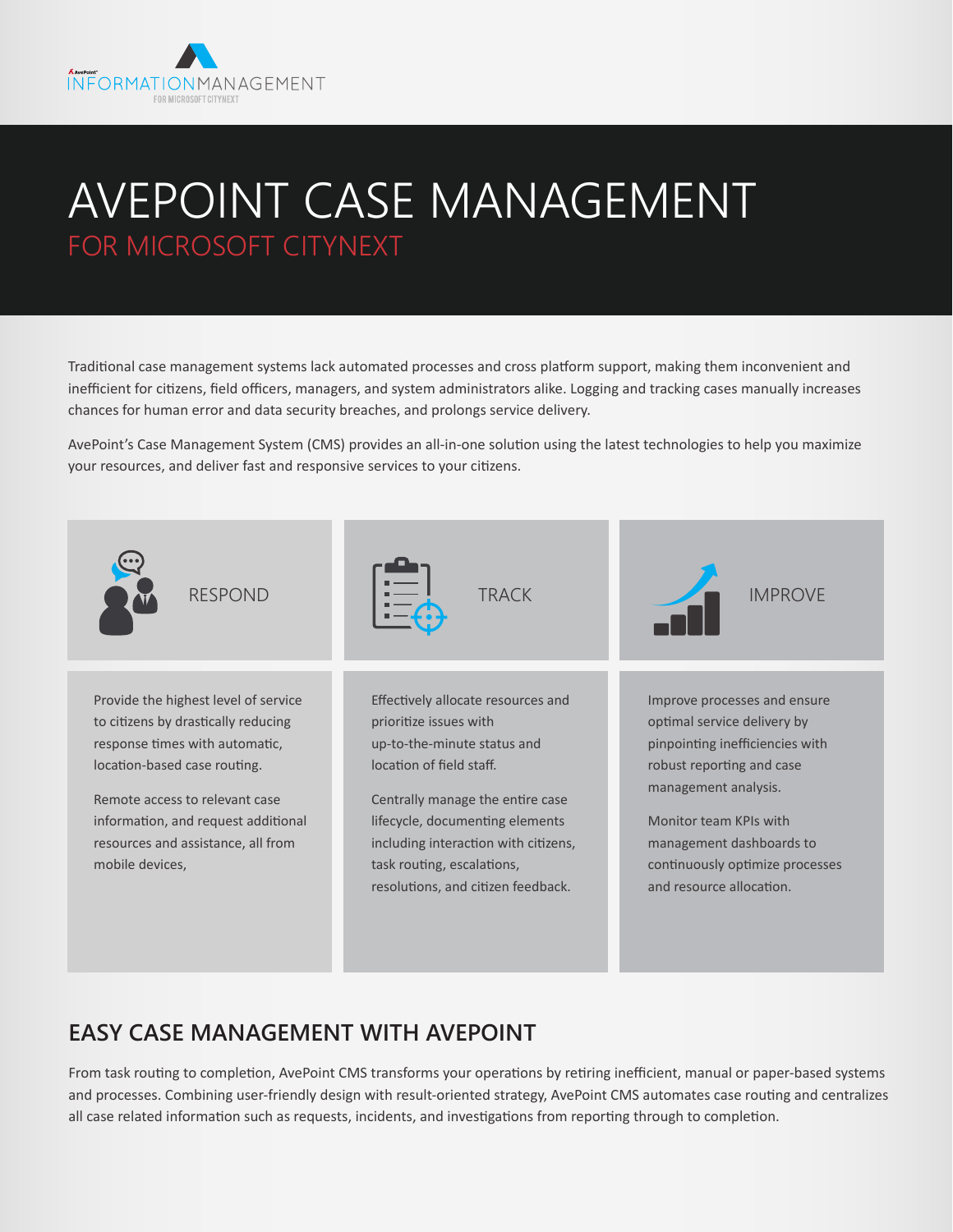AvePoint
INFORMATIONMANAGEMENT
FOR MICROSOFT CITYNEXT

# AVEPOINT CASE MANAGEMENT

## FOR MICROSOFT CITYNEXT

Traditional case management systems lack automated processes and cross platform support, making them inconvenient and inefficient for citizens, field officers, managers, and system administrators alike. Logging and tracking cases manually increases chances for human error and data security breaches, and prolongs service delivery.

AvePoint's Case Management System (CMS) provides an all-in-one solution using the latest technologies to help you maximize your resources, and deliver fast and responsive services to your citizens.

### RESPOND

Provide the highest level of service to citizens by drastically reducing response times with automatic, location-based case routing.

Remote access to relevant case information, and request additional resources and assistance, all from mobile devices,

### TRACK

Effectively allocate resources and prioritize issues with up-to-the-minute status and location of field staff.

Centrally manage the entire case lifecycle, documenting elements including interaction with citizens, task routing, escalations, resolutions, and citizen feedback.

### IMPROVE

Improve processes and ensure optimal service delivery by pinpointing inefficiencies with robust reporting and case management analysis.

Monitor team KPIs with management dashboards to continuously optimize processes and resource allocation.

## EASY CASE MANAGEMENT WITH AVEPOINT

From task routing to completion, AvePoint CMS transforms your operations by retiring inefficient, manual or paper-based systems and processes. Combining user-friendly design with result-oriented strategy, AvePoint CMS automates case routing and centralizes all case related information such as requests, incidents, and investigations from reporting through to completion.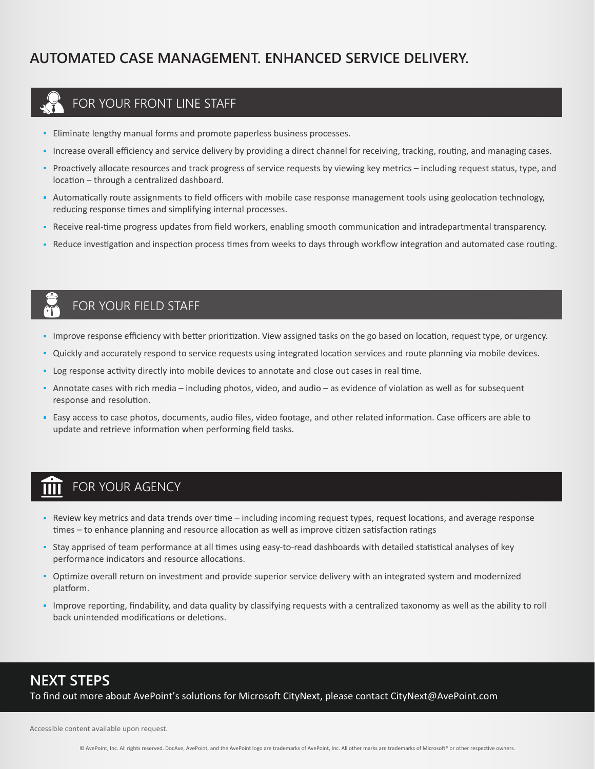# AUTOMATED CASE MANAGEMENT. ENHANCED SERVICE DELIVERY.

## FOR YOUR FRONT LINE STAFF

- Eliminate lengthy manual forms and promote paperless business processes.
- Increase overall efficiency and service delivery by providing a direct channel for receiving, tracking, routing, and managing cases.
- Proactively allocate resources and track progress of service requests by viewing key metrics – including request status, type, and location – through a centralized dashboard.
- Automatically route assignments to field officers with mobile case response management tools using geolocation technology, reducing response times and simplifying internal processes.
- Receive real-time progress updates from field workers, enabling smooth communication and intradepartmental transparency.
- Reduce investigation and inspection process times from weeks to days through workflow integration and automated case routing.

## FOR YOUR FIELD STAFF

- Improve response efficiency with better prioritization. View assigned tasks on the go based on location, request type, or urgency.
- Quickly and accurately respond to service requests using integrated location services and route planning via mobile devices.
- Log response activity directly into mobile devices to annotate and close out cases in real time.
- Annotate cases with rich media – including photos, video, and audio – as evidence of violation as well as for subsequent response and resolution.
- Easy access to case photos, documents, audio files, video footage, and other related information. Case officers are able to update and retrieve information when performing field tasks.

## FOR YOUR AGENCY

- Review key metrics and data trends over time – including incoming request types, request locations, and average response times – to enhance planning and resource allocation as well as improve citizen satisfaction ratings
- Stay apprised of team performance at all times using easy-to-read dashboards with detailed statistical analyses of key performance indicators and resource allocations.
- Optimize overall return on investment and provide superior service delivery with an integrated system and modernized platform.
- Improve reporting, findability, and data quality by classifying requests with a centralized taxonomy as well as the ability to roll back unintended modifications or deletions.

## NEXT STEPS

To find out more about AvePoint's solutions for Microsoft CityNext, please contact CityNext@AvePoint.com

Accessible content available upon request.

© AvePoint, Inc. All rights reserved. DocAve, AvePoint, and the AvePoint logo are trademarks of AvePoint, Inc. All other marks are trademarks of Microsoft® or other respective owners.